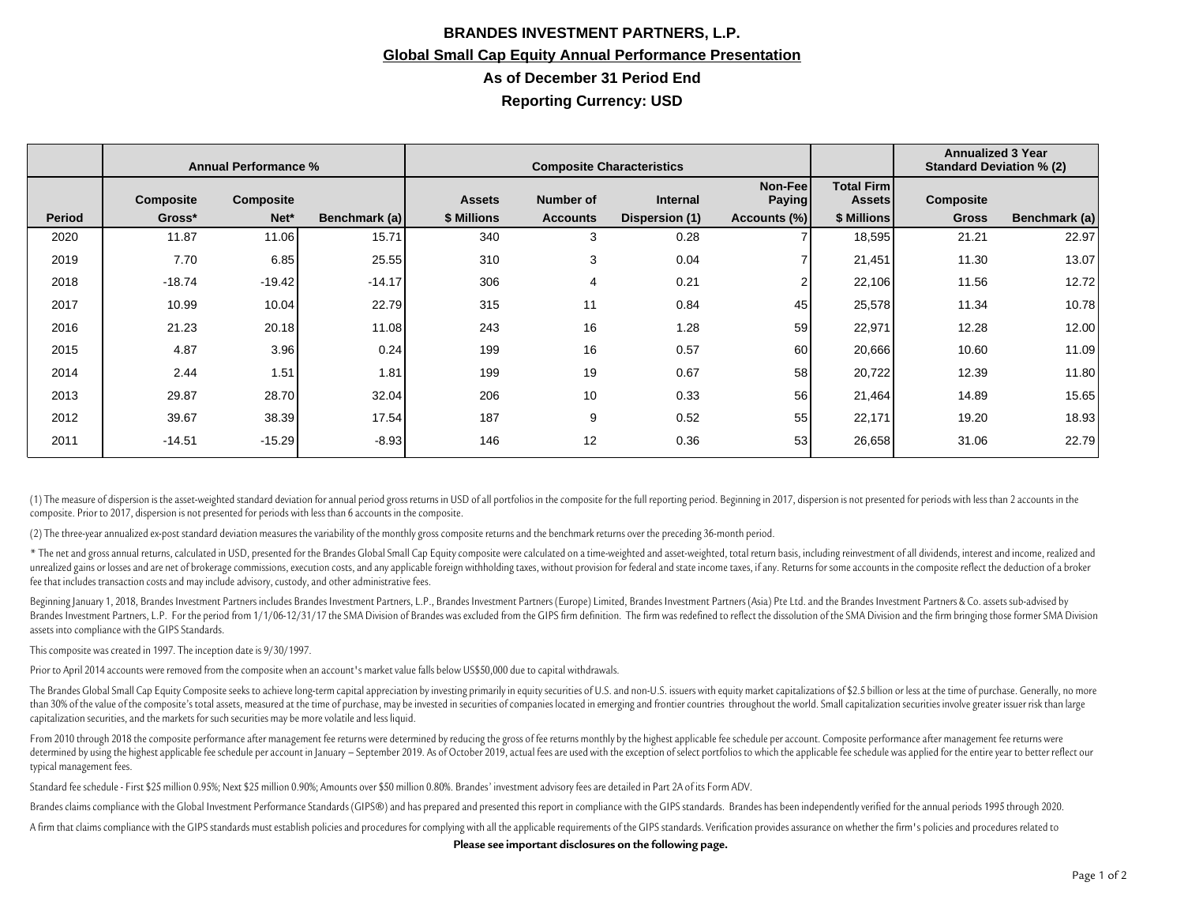# BRANDES INVESTMENT PARTNERS, L.P.

## Global Small Cap Equity Annual Performance Presentation

### As of December 31 Period End

### Reporting Currency: USD

| | Annual Performance % | | | Composite Characteristics | | | | | Annualized 3 Year Standard Deviation % (2) | |
|---|---|---|---|---|---|---|---|---|---|---|
| Period | Composite Gross* | Composite Net* | Benchmark (a) | Assets $ Millions | Number of Accounts | Internal Dispersion (1) | Non-Fee Paying Accounts (%) | Total Firm Assets $ Millions | Composite Gross | Benchmark (a) |
| 2020 | 11.87 | 11.06 | 15.71 | 340 | 3 | 0.28 | 7 | 18,595 | 21.21 | 22.97 |
| 2019 | 7.70 | 6.85 | 25.55 | 310 | 3 | 0.04 | 7 | 21,451 | 11.30 | 13.07 |
| 2018 | -18.74 | -19.42 | -14.17 | 306 | 4 | 0.21 | 2 | 22,106 | 11.56 | 12.72 |
| 2017 | 10.99 | 10.04 | 22.79 | 315 | 11 | 0.84 | 45 | 25,578 | 11.34 | 10.78 |
| 2016 | 21.23 | 20.18 | 11.08 | 243 | 16 | 1.28 | 59 | 22,971 | 12.28 | 12.00 |
| 2015 | 4.87 | 3.96 | 0.24 | 199 | 16 | 0.57 | 60 | 20,666 | 10.60 | 11.09 |
| 2014 | 2.44 | 1.51 | 1.81 | 199 | 19 | 0.67 | 58 | 20,722 | 12.39 | 11.80 |
| 2013 | 29.87 | 28.70 | 32.04 | 206 | 10 | 0.33 | 56 | 21,464 | 14.89 | 15.65 |
| 2012 | 39.67 | 38.39 | 17.54 | 187 | 9 | 0.52 | 55 | 22,171 | 19.20 | 18.93 |
| 2011 | -14.51 | -15.29 | -8.93 | 146 | 12 | 0.36 | 53 | 26,658 | 31.06 | 22.79 |

(1) The measure of dispersion is the asset-weighted standard deviation for annual period gross returns in USD of all portfolios in the composite for the full reporting period. Beginning in 2017, dispersion is not presented for periods with less than 2 accounts in the composite. Prior to 2017, dispersion is not presented for periods with less than 6 accounts in the composite.

(2) The three-year annualized ex-post standard deviation measures the variability of the monthly gross composite returns and the benchmark returns over the preceding 36-month period.

* The net and gross annual returns, calculated in USD, presented for the Brandes Global Small Cap Equity composite were calculated on a time-weighted and asset-weighted, total return basis, including reinvestment of all dividends, interest and income, realized and unrealized gains or losses and are net of brokerage commissions, execution costs, and any applicable foreign withholding taxes, without provision for federal and state income taxes, if any. Returns for some accounts in the composite reflect the deduction of a broker fee that includes transaction costs and may include advisory, custody, and other administrative fees.

Beginning January 1, 2018, Brandes Investment Partners includes Brandes Investment Partners, L.P., Brandes Investment Partners (Europe) Limited, Brandes Investment Partners (Asia) Pte Ltd. and the Brandes Investment Partners & Co. assets sub-advised by Brandes Investment Partners, L.P. For the period from 1/1/06-12/31/17 the SMA Division of Brandes was excluded from the GIPS firm definition. The firm was redefined to reflect the dissolution of the SMA Division and the firm bringing those former SMA Division assets into compliance with the GIPS Standards.

This composite was created in 1997. The inception date is 9/30/1997.

Prior to April 2014 accounts were removed from the composite when an account's market value falls below US$50,000 due to capital withdrawals.

The Brandes Global Small Cap Equity Composite seeks to achieve long-term capital appreciation by investing primarily in equity securities of U.S. and non-U.S. issuers with equity market capitalizations of $2.5 billion or less at the time of purchase. Generally, no more than 30% of the value of the composite's total assets, measured at the time of purchase, may be invested in securities of companies located in emerging and frontier countries throughout the world. Small capitalization securities involve greater issuer risk than large capitalization securities, and the markets for such securities may be more volatile and less liquid.

From 2010 through 2018 the composite performance after management fee returns were determined by reducing the gross of fee returns monthly by the highest applicable fee schedule per account. Composite performance after management fee returns were determined by using the highest applicable fee schedule per account in January – September 2019. As of October 2019, actual fees are used with the exception of select portfolios to which the applicable fee schedule was applied for the entire year to better reflect our typical management fees.

Standard fee schedule - First $25 million 0.95%; Next $25 million 0.90%; Amounts over $50 million 0.80%. Brandes' investment advisory fees are detailed in Part 2A of its Form ADV.

Brandes claims compliance with the Global Investment Performance Standards (GIPS®) and has prepared and presented this report in compliance with the GIPS standards. Brandes has been independently verified for the annual periods 1995 through 2020.

A firm that claims compliance with the GIPS standards must establish policies and procedures for complying with all the applicable requirements of the GIPS standards. Verification provides assurance on whether the firm's policies and procedures related to

**Please see important disclosures on the following page.**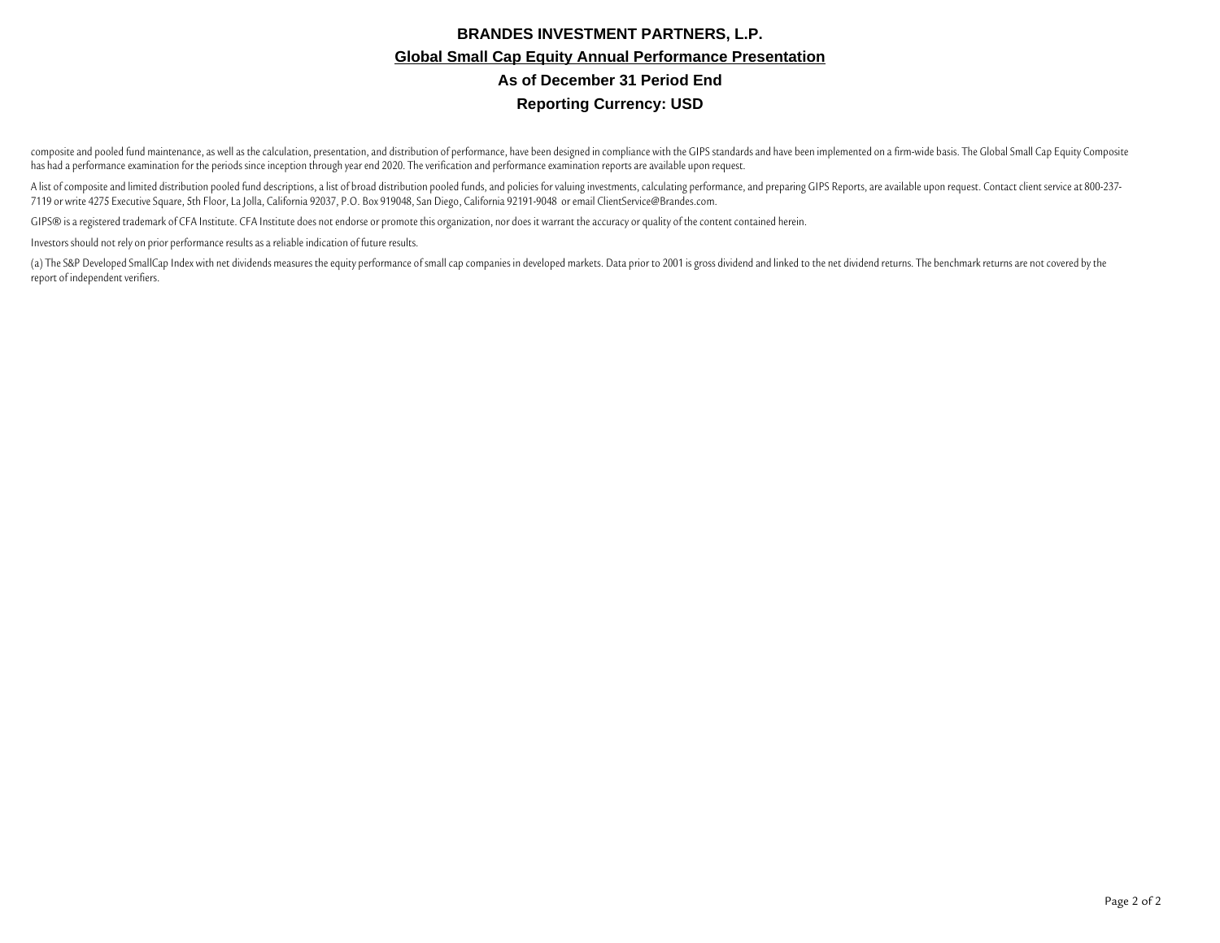**BRANDES INVESTMENT PARTNERS, L.P.**

**Global Small Cap Equity Annual Performance Presentation**

**As of December 31 Period End**

**Reporting Currency: USD**

composite and pooled fund maintenance, as well as the calculation, presentation, and distribution of performance, have been designed in compliance with the GIPS standards and have been implemented on a firm-wide basis. The Global Small Cap Equity Composite has had a performance examination for the periods since inception through year end 2020. The verification and performance examination reports are available upon request.

A list of composite and limited distribution pooled fund descriptions, a list of broad distribution pooled funds, and policies for valuing investments, calculating performance, and preparing GIPS Reports, are available upon request. Contact client service at 800-237-7119 or write 4275 Executive Square, 5th Floor, La Jolla, California 92037, P.O. Box 919048, San Diego, California 92191-9048 or email ClientService@Brandes.com.

GIPS® is a registered trademark of CFA Institute. CFA Institute does not endorse or promote this organization, nor does it warrant the accuracy or quality of the content contained herein.

Investors should not rely on prior performance results as a reliable indication of future results.

(a) The S&P Developed SmallCap Index with net dividends measures the equity performance of small cap companies in developed markets. Data prior to 2001 is gross dividend and linked to the net dividend returns. The benchmark returns are not covered by the report of independent verifiers.